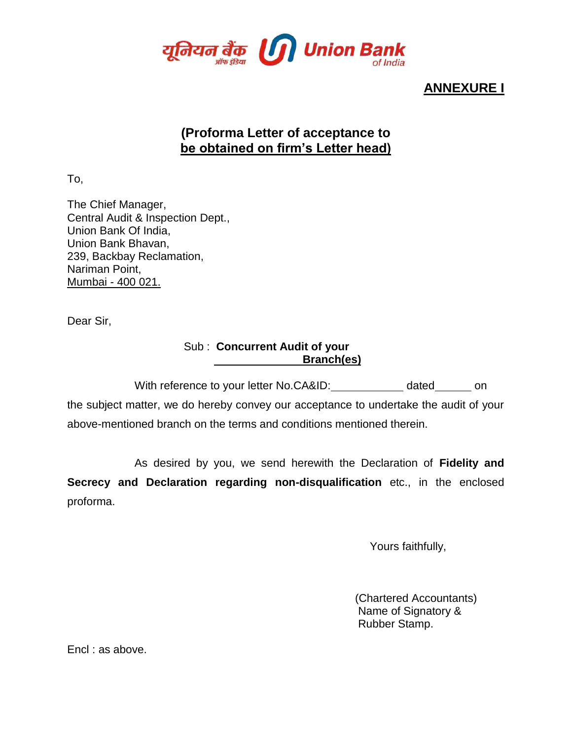यूनियन बैंक ऑफ इंडिया Union Bank of India

**ANNEXURE I**

**(Proforma Letter of acceptance to be obtained on firm's Letter head)**

To,

The Chief Manager,
Central Audit & Inspection Dept.,
Union Bank Of India,
Union Bank Bhavan,
239, Backbay Reclamation,
Nariman Point,
Mumbai - 400 021.

Dear Sir,

Sub : **Concurrent Audit of your ______________ Branch(es)**

With reference to your letter No.CA&ID:____________ dated______ on the subject matter, we do hereby convey our acceptance to undertake the audit of your above-mentioned branch on the terms and conditions mentioned therein.

As desired by you, we send herewith the Declaration of **Fidelity and Secrecy and Declaration regarding non-disqualification** etc., in the enclosed proforma.

Yours faithfully,

(Chartered Accountants)
Name of Signatory &
Rubber Stamp.

Encl : as above.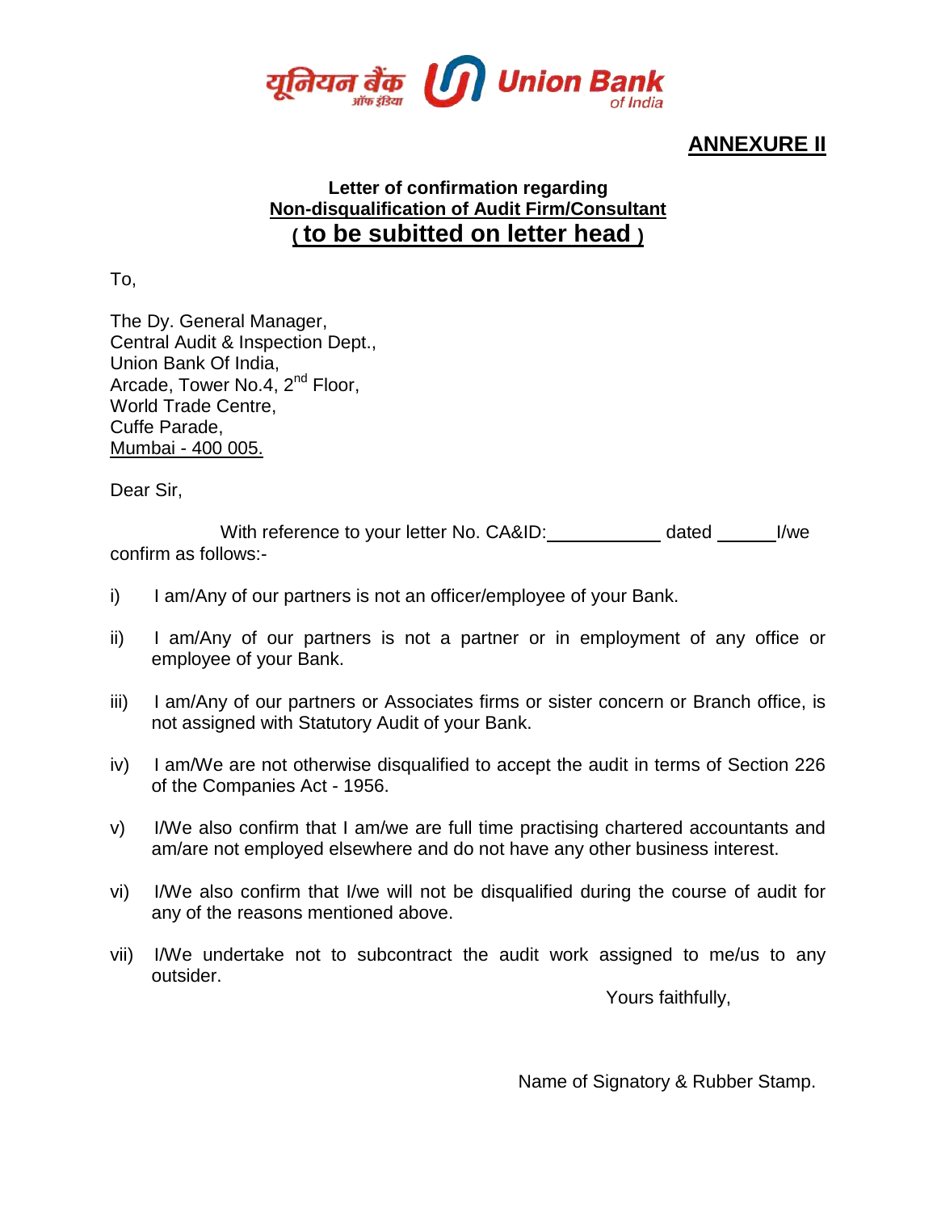यूनियन बैंक ऑफ इंडिया Union Bank of India

**ANNEXURE II**

**Letter of confirmation regarding**
**Non-disqualification of Audit Firm/Consultant**
**( to be subitted on letter head )**

To,

The Dy. General Manager,
Central Audit & Inspection Dept.,
Union Bank Of India,
Arcade, Tower No.4, 2nd Floor,
World Trade Centre,
Cuffe Parade,
Mumbai - 400 005.

Dear Sir,

With reference to your letter No. CA&ID:____________ dated ______ I/we confirm as follows:-

i) I am/Any of our partners is not an officer/employee of your Bank.

ii) I am/Any of our partners is not a partner or in employment of any office or employee of your Bank.

iii) I am/Any of our partners or Associates firms or sister concern or Branch office, is not assigned with Statutory Audit of your Bank.

iv) I am/We are not otherwise disqualified to accept the audit in terms of Section 226 of the Companies Act - 1956.

v) I/We also confirm that I am/we are full time practising chartered accountants and am/are not employed elsewhere and do not have any other business interest.

vi) I/We also confirm that I/we will not be disqualified during the course of audit for any of the reasons mentioned above.

vii) I/We undertake not to subcontract the audit work assigned to me/us to any outsider.

Yours faithfully,

Name of Signatory & Rubber Stamp.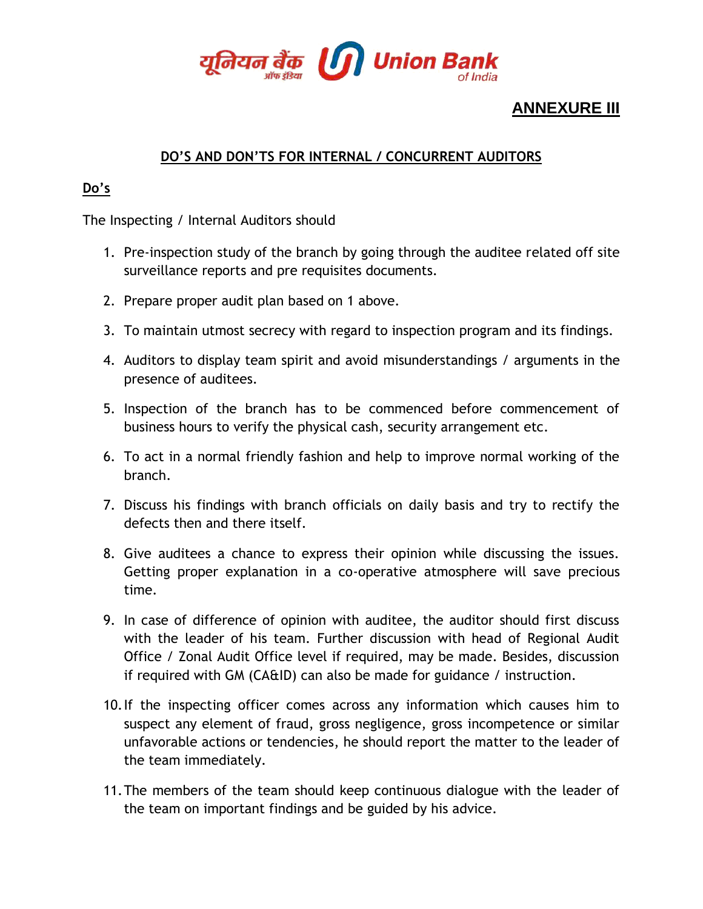## ANNEXURE III

### DO'S AND DON'TS FOR INTERNAL / CONCURRENT AUDITORS

**Do's**

The Inspecting / Internal Auditors should

1. Pre-inspection study of the branch by going through the auditee related off site surveillance reports and pre requisites documents.
2. Prepare proper audit plan based on 1 above.
3. To maintain utmost secrecy with regard to inspection program and its findings.
4. Auditors to display team spirit and avoid misunderstandings / arguments in the presence of auditees.
5. Inspection of the branch has to be commenced before commencement of business hours to verify the physical cash, security arrangement etc.
6. To act in a normal friendly fashion and help to improve normal working of the branch.
7. Discuss his findings with branch officials on daily basis and try to rectify the defects then and there itself.
8. Give auditees a chance to express their opinion while discussing the issues. Getting proper explanation in a co-operative atmosphere will save precious time.
9. In case of difference of opinion with auditee, the auditor should first discuss with the leader of his team. Further discussion with head of Regional Audit Office / Zonal Audit Office level if required, may be made. Besides, discussion if required with GM (CA&ID) can also be made for guidance / instruction.
10. If the inspecting officer comes across any information which causes him to suspect any element of fraud, gross negligence, gross incompetence or similar unfavorable actions or tendencies, he should report the matter to the leader of the team immediately.
11. The members of the team should keep continuous dialogue with the leader of the team on important findings and be guided by his advice.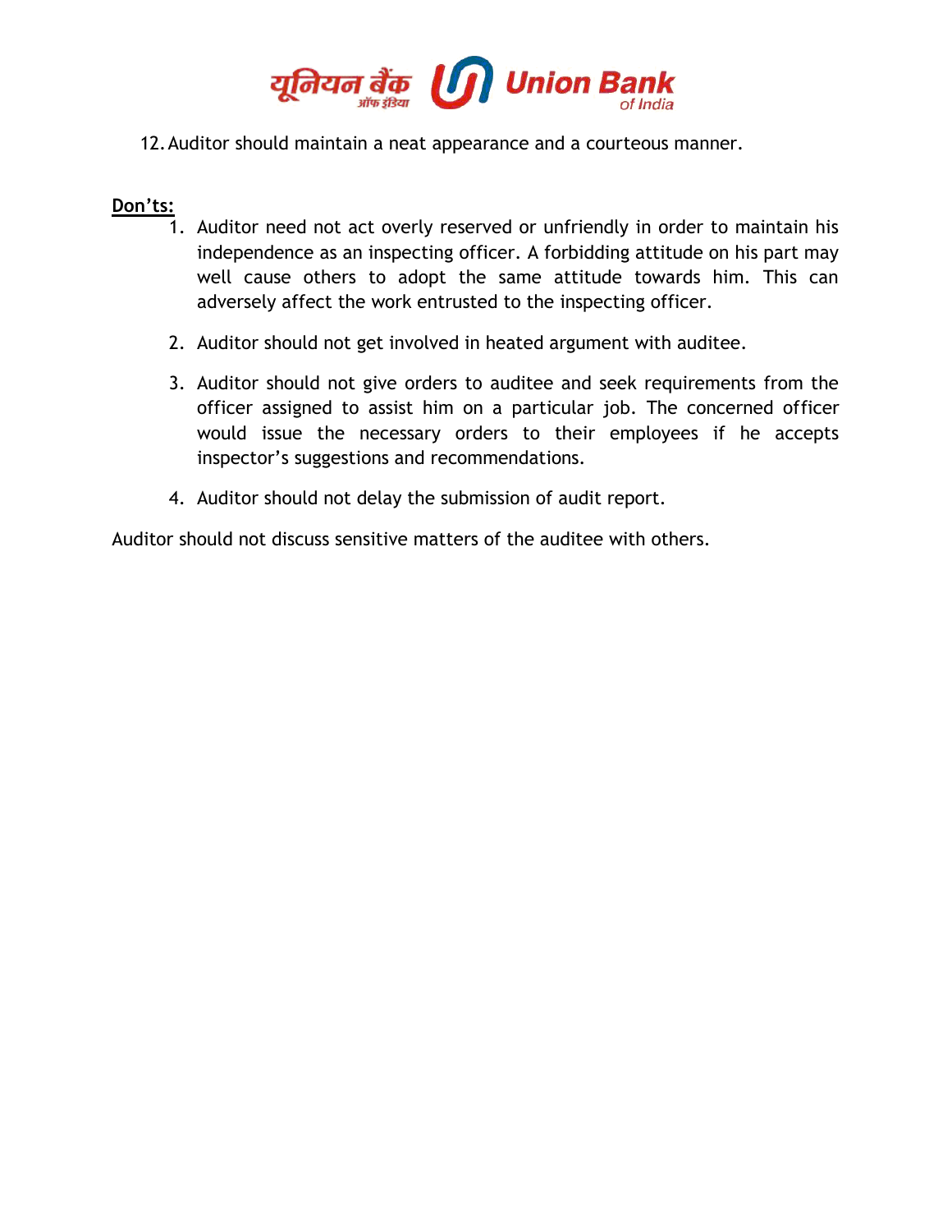12. Auditor should maintain a neat appearance and a courteous manner.

**Don'ts:**

1. Auditor need not act overly reserved or unfriendly in order to maintain his independence as an inspecting officer. A forbidding attitude on his part may well cause others to adopt the same attitude towards him. This can adversely affect the work entrusted to the inspecting officer.

2. Auditor should not get involved in heated argument with auditee.

3. Auditor should not give orders to auditee and seek requirements from the officer assigned to assist him on a particular job. The concerned officer would issue the necessary orders to their employees if he accepts inspector's suggestions and recommendations.

4. Auditor should not delay the submission of audit report.

Auditor should not discuss sensitive matters of the auditee with others.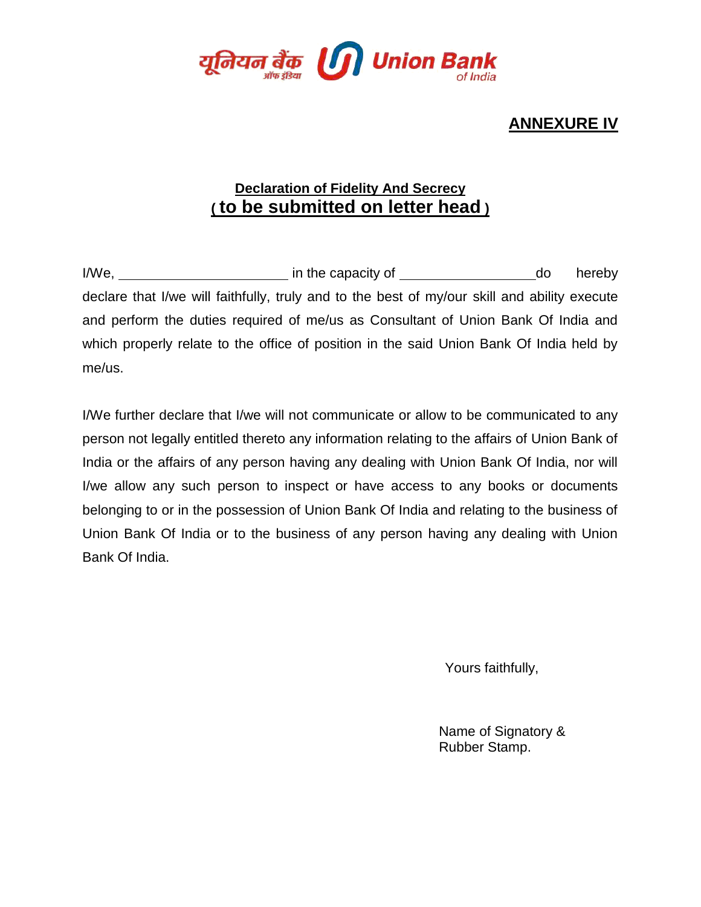यूनियन बैंक ऑफ इंडिया Union Bank of India

**ANNEXURE IV**

## Declaration of Fidelity And Secrecy
## ( to be submitted on letter head )

I/We, ______________________ in the capacity of __________________ do hereby declare that I/we will faithfully, truly and to the best of my/our skill and ability execute and perform the duties required of me/us as Consultant of Union Bank Of India and which properly relate to the office of position in the said Union Bank Of India held by me/us.

I/We further declare that I/we will not communicate or allow to be communicated to any person not legally entitled thereto any information relating to the affairs of Union Bank of India or the affairs of any person having any dealing with Union Bank Of India, nor will I/we allow any such person to inspect or have access to any books or documents belonging to or in the possession of Union Bank Of India and relating to the business of Union Bank Of India or to the business of any person having any dealing with Union Bank Of India.

Yours faithfully,

Name of Signatory &
Rubber Stamp.